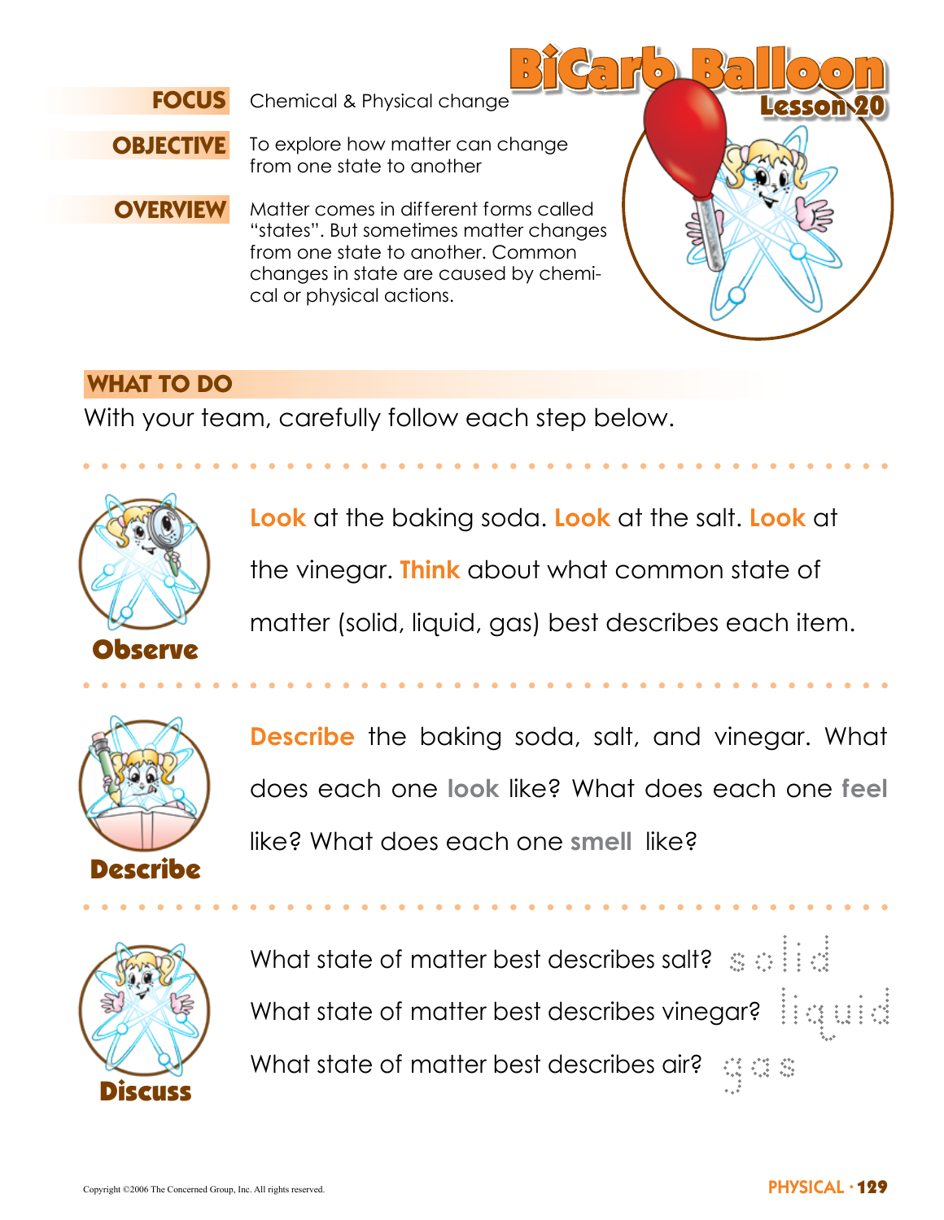# BiCarb Balloon

## Lesson 20

**FOCUS** Chemical & Physical change

**OBJECTIVE** To explore how matter can change from one state to another

**OVERVIEW** Matter comes in different forms called "states". But sometimes matter changes from one state to another. Common changes in state are caused by chemical or physical actions.

## WHAT TO DO

With your team, carefully follow each step below.

### Observe

**Look** at the baking soda. **Look** at the salt. **Look** at the vinegar. **Think** about what common state of matter (solid, liquid, gas) best describes each item.

### Describe

**Describe** the baking soda, salt, and vinegar. What does each one **look** like? What does each one **feel** like? What does each one **smell** like?

### Discuss

What state of matter best describes salt? solid

What state of matter best describes vinegar? liquid

What state of matter best describes air? gas

Copyright ©2006 The Concerned Group, Inc. All rights reserved.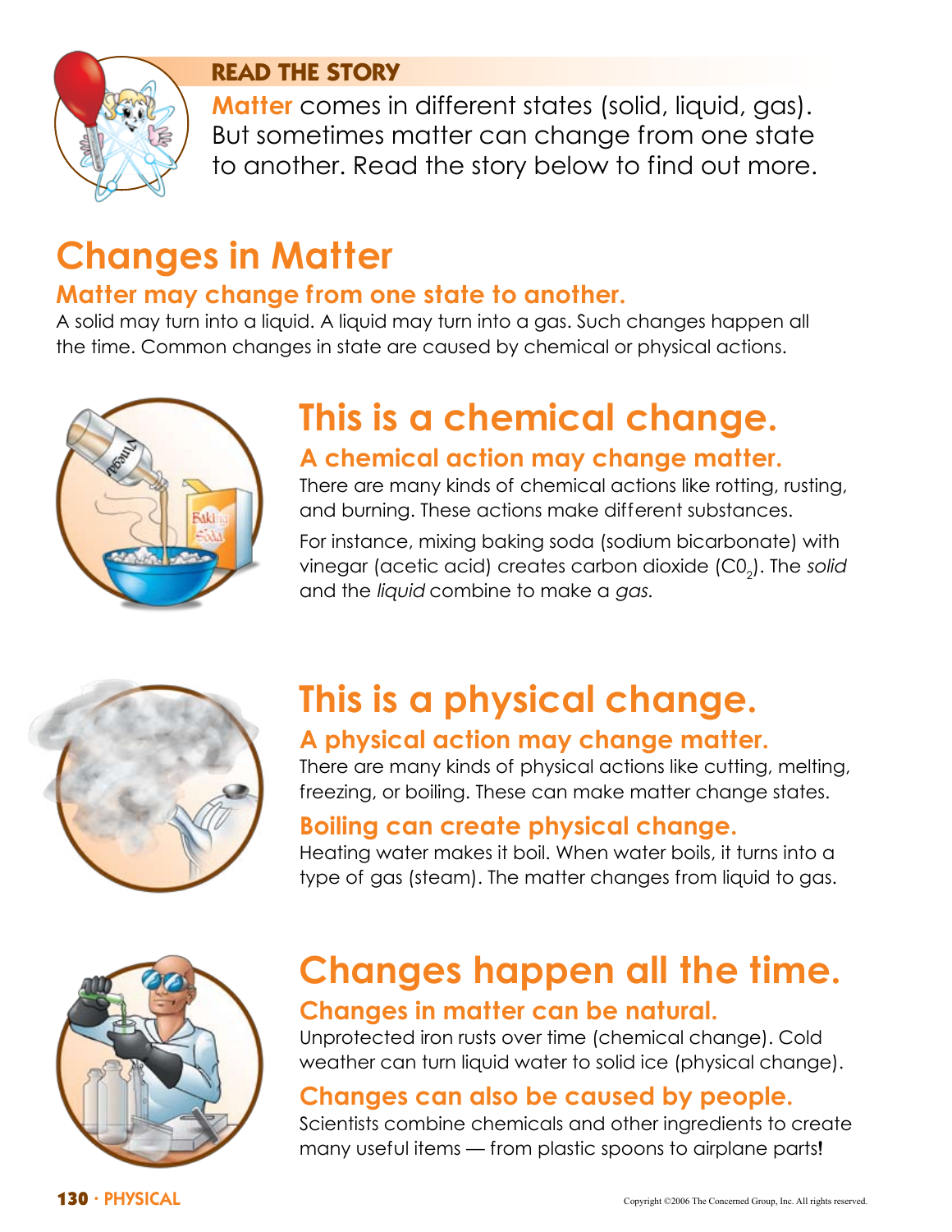## READ THE STORY

**Matter** comes in different states (solid, liquid, gas). But sometimes matter can change from one state to another. Read the story below to find out more.

# Changes in Matter

### Matter may change from one state to another.

A solid may turn into a liquid. A liquid may turn into a gas. Such changes happen all the time. Common changes in state are caused by chemical or physical actions.

## This is a chemical change.

### A chemical action may change matter.

There are many kinds of chemical actions like rotting, rusting, and burning. These actions make different substances.

For instance, mixing baking soda (sodium bicarbonate) with vinegar (acetic acid) creates carbon dioxide ($C0_2$). The *solid* and the *liquid* combine to make a *gas.*

## This is a physical change.

### A physical action may change matter.

There are many kinds of physical actions like cutting, melting, freezing, or boiling. These can make matter change states.

### Boiling can create physical change.

Heating water makes it boil. When water boils, it turns into a type of gas (steam). The matter changes from liquid to gas.

## Changes happen all the time.

### Changes in matter can be natural.

Unprotected iron rusts over time (chemical change). Cold weather can turn liquid water to solid ice (physical change).

### Changes can also be caused by people.

Scientists combine chemicals and other ingredients to create many useful items — from plastic spoons to airplane parts!

Copyright ©2006 The Concerned Group, Inc. All rights reserved.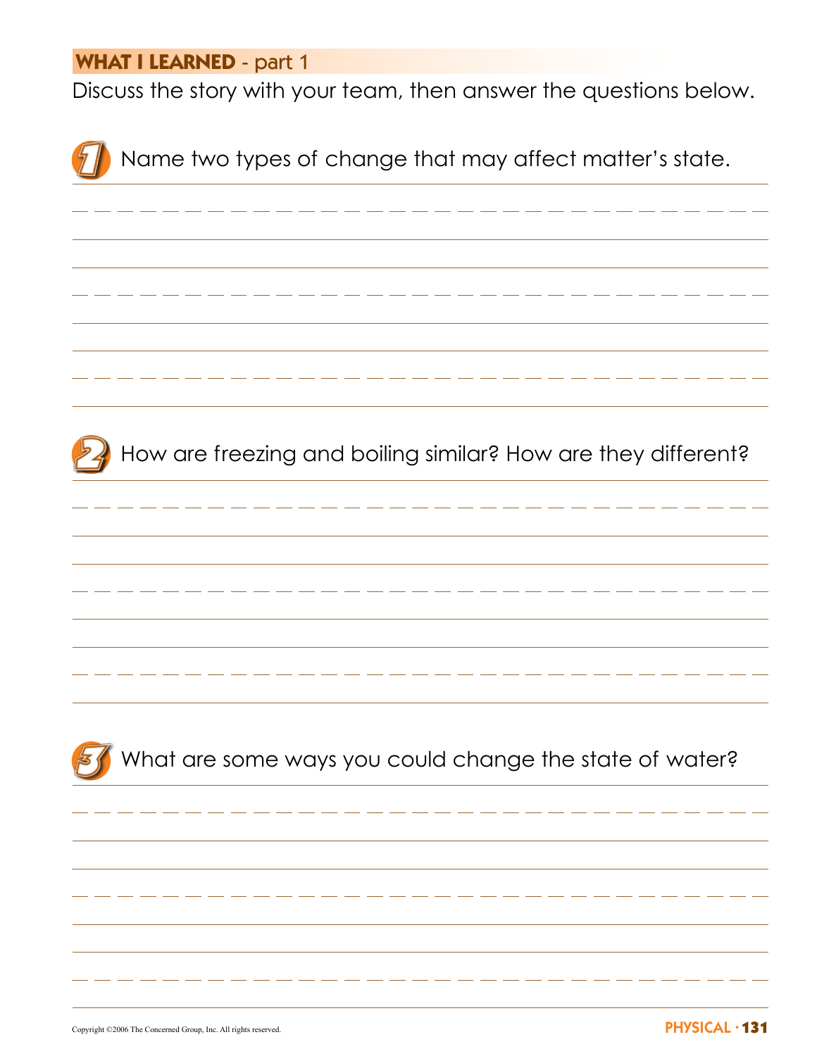## WHAT I LEARNED - part 1

Discuss the story with your team, then answer the questions below.

1. Name two types of change that may affect matter's state.

2. How are freezing and boiling similar? How are they different?

3. What are some ways you could change the state of water?

Copyright ©2006 The Concerned Group, Inc. All rights reserved.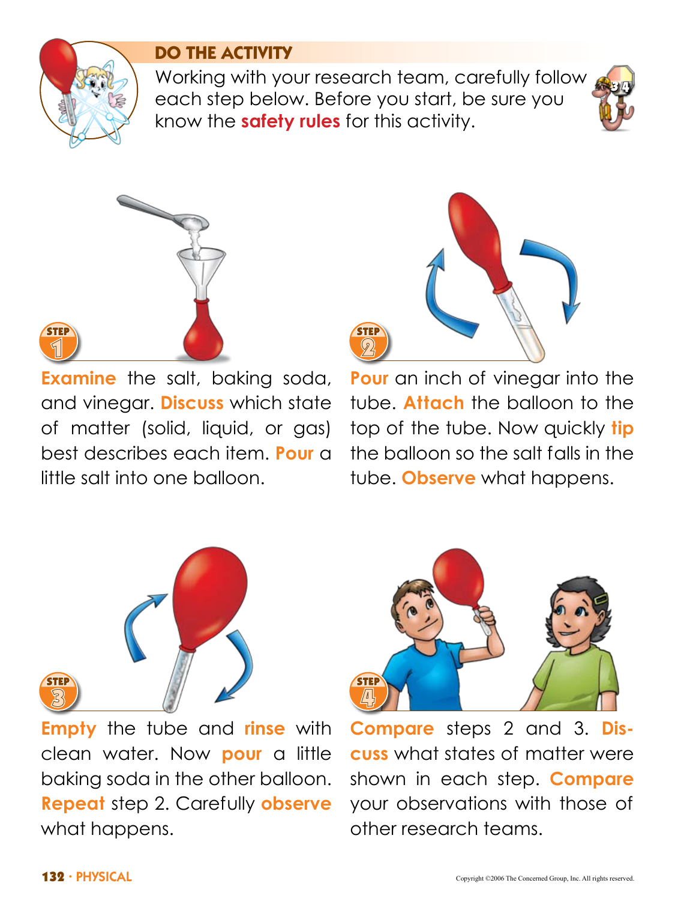## DO THE ACTIVITY

Working with your research team, carefully follow each step below. Before you start, be sure you know the **safety rules** for this activity.

**STEP 1**

**Examine** the salt, baking soda, and vinegar. **Discuss** which state of matter (solid, liquid, or gas) best describes each item. **Pour** a little salt into one balloon.

**STEP 2**

**Pour** an inch of vinegar into the tube. **Attach** the balloon to the top of the tube. Now quickly **tip** the balloon so the salt falls in the tube. **Observe** what happens.

**STEP 3**

**Empty** the tube and **rinse** with clean water. Now **pour** a little baking soda in the other balloon. **Repeat** step 2. Carefully **observe** what happens.

**STEP 4**

**Compare** steps 2 and 3. **Discuss** what states of matter were shown in each step. **Compare** your observations with those of other research teams.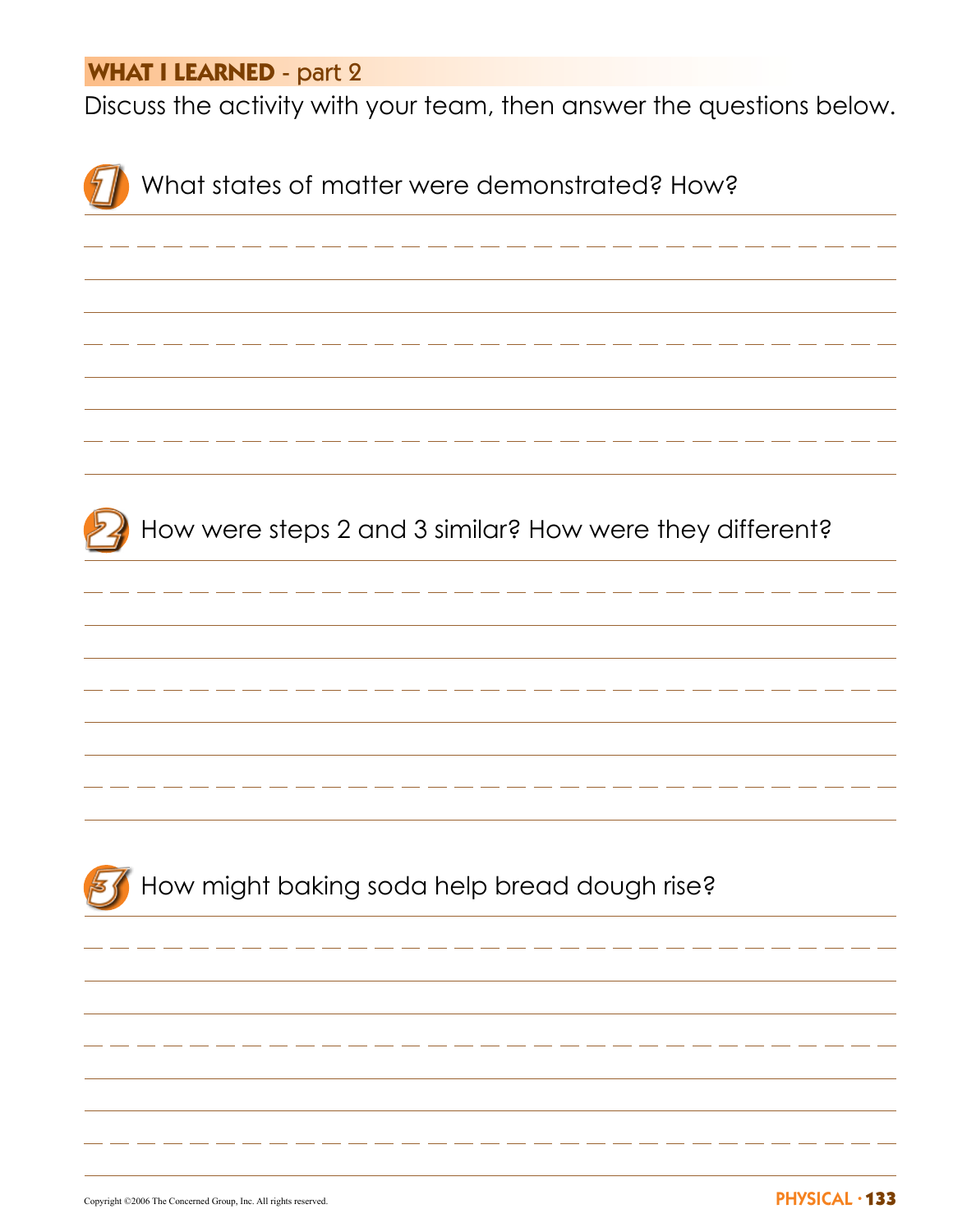## WHAT I LEARNED - part 2

Discuss the activity with your team, then answer the questions below.

1. What states of matter were demonstrated? How?

2. How were steps 2 and 3 similar? How were they different?

3. How might baking soda help bread dough rise?

Copyright ©2006 The Concerned Group, Inc. All rights reserved.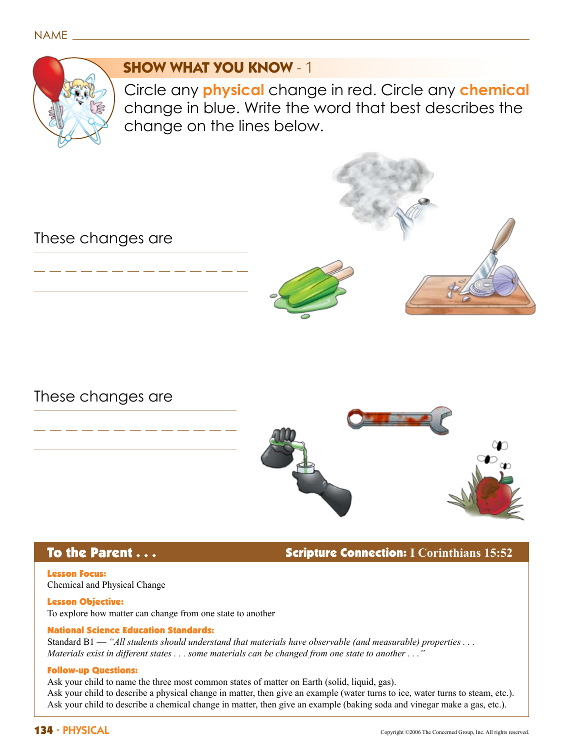NAME

## SHOW WHAT YOU KNOW - 1

Circle any **physical** change in red. Circle any **chemical** change in blue. Write the word that best describes the change on the lines below.

These changes are

\_ \_ \_ \_ \_ \_ \_ \_ \_ \_ \_ \_ \_ \_

These changes are

\_ \_ \_ \_ \_ \_ \_ \_ \_ \_ \_ \_ \_ \_

## To the Parent . . .

**Scripture Connection:** I Corinthians 15:52

**Lesson Focus:**
Chemical and Physical Change

**Lesson Objective:**
To explore how matter can change from one state to another

**National Science Education Standards:**
Standard B1 — *"All students should understand that materials have observable (and measurable) properties . . . Materials exist in different states . . . some materials can be changed from one state to another . . ."*

**Follow-up Questions:**
Ask your child to name the three most common states of matter on Earth (solid, liquid, gas).
Ask your child to describe a physical change in matter, then give an example (water turns to ice, water turns to steam, etc.).
Ask your child to describe a chemical change in matter, then give an example (baking soda and vinegar make a gas, etc.).

134 · PHYSICAL

Copyright ©2006 The Concerned Group, Inc. All rights reserved.